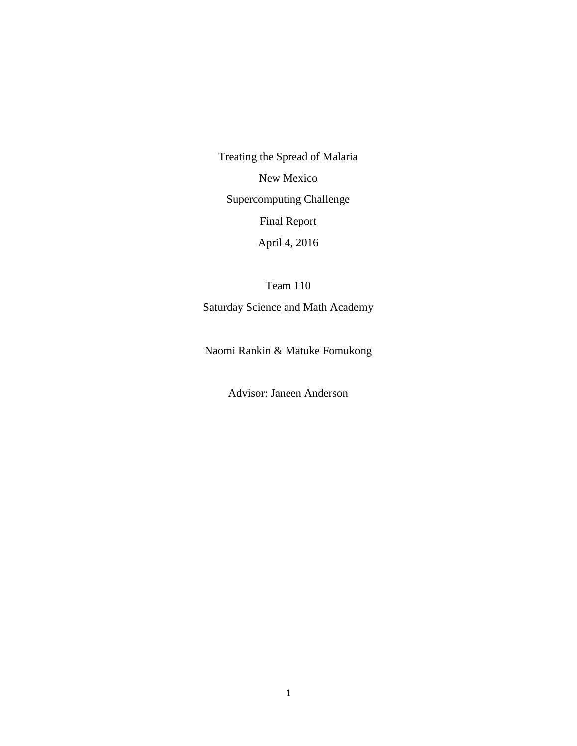Treating the Spread of Malaria

New Mexico

Supercomputing Challenge

Final Report

April 4, 2016

Team 110

Saturday Science and Math Academy

Naomi Rankin & Matuke Fomukong

Advisor: Janeen Anderson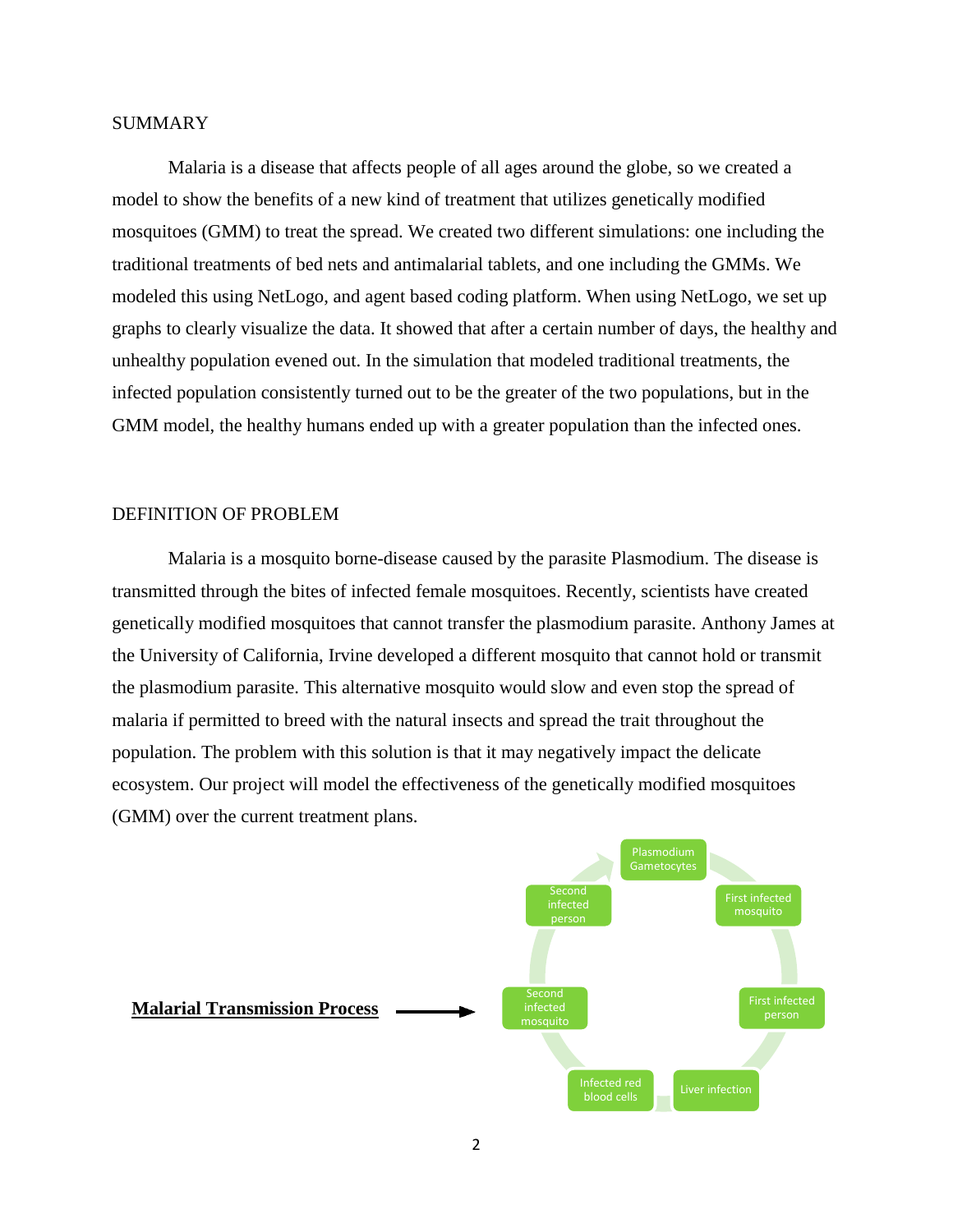## SUMMARY

Malaria is a disease that affects people of all ages around the globe, so we created a model to show the benefits of a new kind of treatment that utilizes genetically modified mosquitoes (GMM) to treat the spread. We created two different simulations: one including the traditional treatments of bed nets and antimalarial tablets, and one including the GMMs. We modeled this using NetLogo, and agent based coding platform. When using NetLogo, we set up graphs to clearly visualize the data. It showed that after a certain number of days, the healthy and unhealthy population evened out. In the simulation that modeled traditional treatments, the infected population consistently turned out to be the greater of the two populations, but in the GMM model, the healthy humans ended up with a greater population than the infected ones.

## DEFINITION OF PROBLEM

Malaria is a mosquito borne-disease caused by the parasite Plasmodium. The disease is transmitted through the bites of infected female mosquitoes. Recently, scientists have created genetically modified mosquitoes that cannot transfer the plasmodium parasite. Anthony James at the University of California, Irvine developed a different mosquito that cannot hold or transmit the plasmodium parasite. This alternative mosquito would slow and even stop the spread of malaria if permitted to breed with the natural insects and spread the trait throughout the population. The problem with this solution is that it may negatively impact the delicate ecosystem. Our project will model the effectiveness of the genetically modified mosquitoes (GMM) over the current treatment plans.

**Malarial Transmission Process** ⟶

Plasmodium Gametocytes → First infected mosquito → First infected person → Liver infection → Infected red blood cells → Second infected mosquito → Second infected person → Plasmodium Gametocytes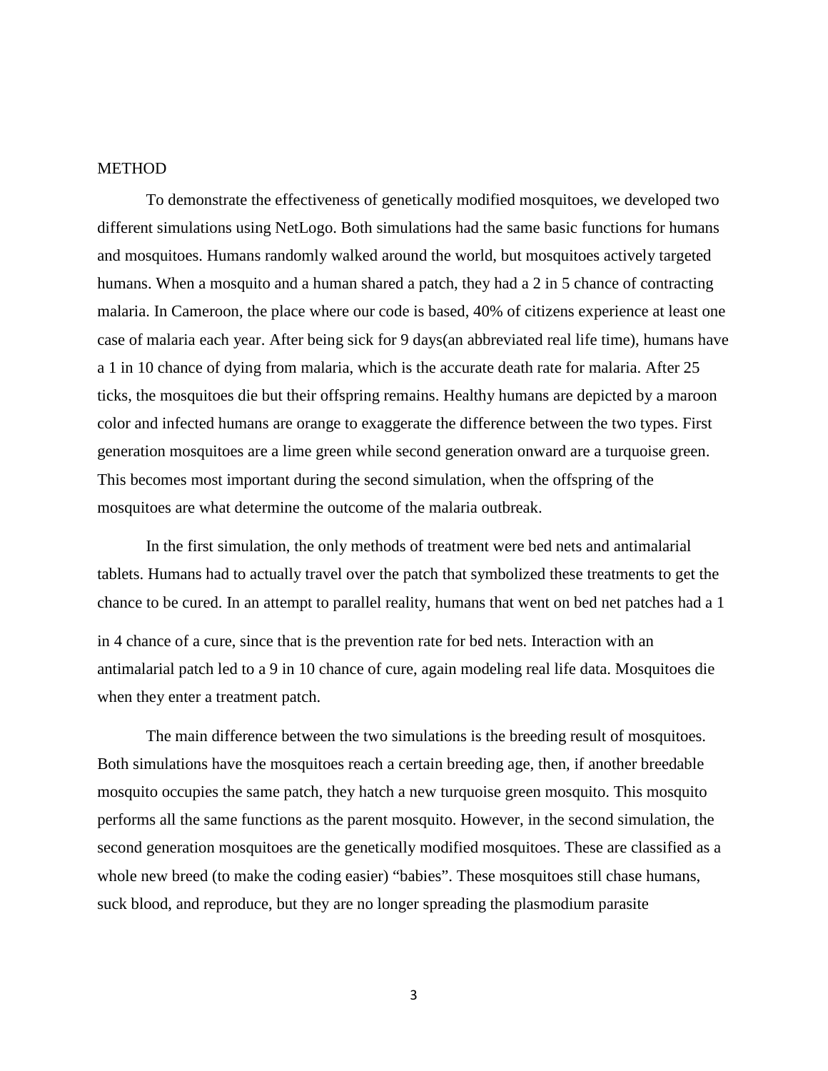## METHOD

To demonstrate the effectiveness of genetically modified mosquitoes, we developed two different simulations using NetLogo. Both simulations had the same basic functions for humans and mosquitoes. Humans randomly walked around the world, but mosquitoes actively targeted humans. When a mosquito and a human shared a patch, they had a 2 in 5 chance of contracting malaria. In Cameroon, the place where our code is based, 40% of citizens experience at least one case of malaria each year. After being sick for 9 days(an abbreviated real life time), humans have a 1 in 10 chance of dying from malaria, which is the accurate death rate for malaria. After 25 ticks, the mosquitoes die but their offspring remains. Healthy humans are depicted by a maroon color and infected humans are orange to exaggerate the difference between the two types. First generation mosquitoes are a lime green while second generation onward are a turquoise green. This becomes most important during the second simulation, when the offspring of the mosquitoes are what determine the outcome of the malaria outbreak.

In the first simulation, the only methods of treatment were bed nets and antimalarial tablets. Humans had to actually travel over the patch that symbolized these treatments to get the chance to be cured. In an attempt to parallel reality, humans that went on bed net patches had a 1 in 4 chance of a cure, since that is the prevention rate for bed nets. Interaction with an antimalarial patch led to a 9 in 10 chance of cure, again modeling real life data. Mosquitoes die when they enter a treatment patch.

The main difference between the two simulations is the breeding result of mosquitoes. Both simulations have the mosquitoes reach a certain breeding age, then, if another breedable mosquito occupies the same patch, they hatch a new turquoise green mosquito. This mosquito performs all the same functions as the parent mosquito. However, in the second simulation, the second generation mosquitoes are the genetically modified mosquitoes. These are classified as a whole new breed (to make the coding easier) "babies". These mosquitoes still chase humans, suck blood, and reproduce, but they are no longer spreading the plasmodium parasite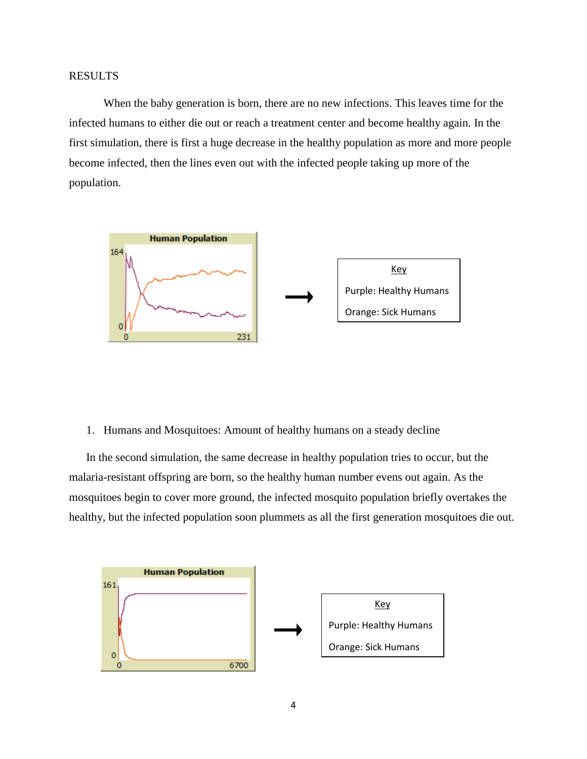RESULTS

When the baby generation is born, there are no new infections. This leaves time for the infected humans to either die out or reach a treatment center and become healthy again. In the first simulation, there is first a huge decrease in the healthy population as more and more people become infected, then the lines even out with the infected people taking up more of the population.

Key

Purple: Healthy Humans

Orange: Sick Humans

1. Humans and Mosquitoes: Amount of healthy humans on a steady decline

In the second simulation, the same decrease in healthy population tries to occur, but the malaria-resistant offspring are born, so the healthy human number evens out again. As the mosquitoes begin to cover more ground, the infected mosquito population briefly overtakes the healthy, but the infected population soon plummets as all the first generation mosquitoes die out.

Key

Purple: Healthy Humans

Orange: Sick Humans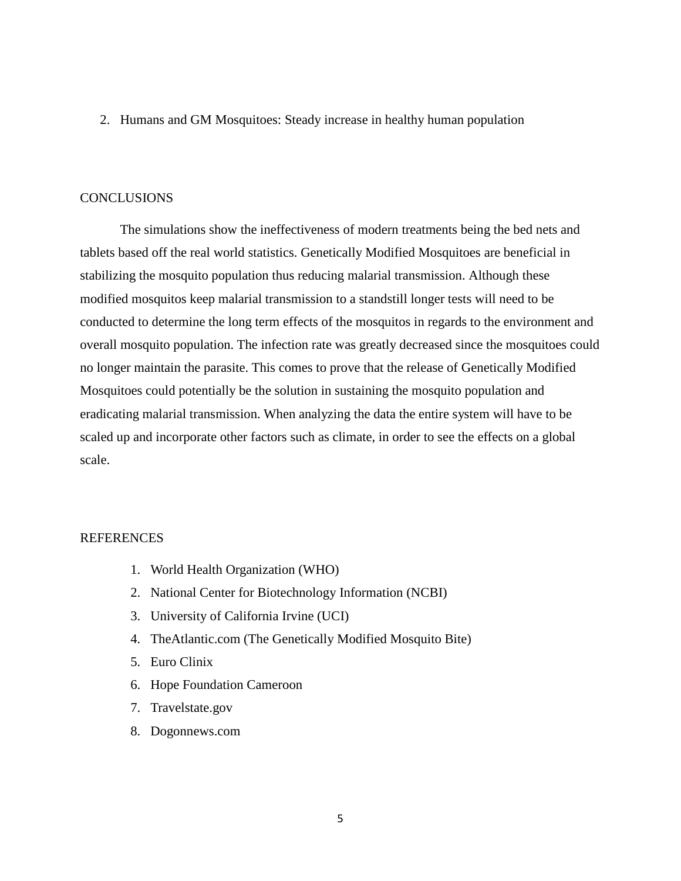2. Humans and GM Mosquitoes: Steady increase in healthy human population

## CONCLUSIONS

The simulations show the ineffectiveness of modern treatments being the bed nets and tablets based off the real world statistics. Genetically Modified Mosquitoes are beneficial in stabilizing the mosquito population thus reducing malarial transmission. Although these modified mosquitos keep malarial transmission to a standstill longer tests will need to be conducted to determine the long term effects of the mosquitos in regards to the environment and overall mosquito population. The infection rate was greatly decreased since the mosquitoes could no longer maintain the parasite. This comes to prove that the release of Genetically Modified Mosquitoes could potentially be the solution in sustaining the mosquito population and eradicating malarial transmission. When analyzing the data the entire system will have to be scaled up and incorporate other factors such as climate, in order to see the effects on a global scale.

## REFERENCES

1. World Health Organization (WHO)
2. National Center for Biotechnology Information (NCBI)
3. University of California Irvine (UCI)
4. TheAtlantic.com (The Genetically Modified Mosquito Bite)
5. Euro Clinix
6. Hope Foundation Cameroon
7. Travelstate.gov
8. Dogonnews.com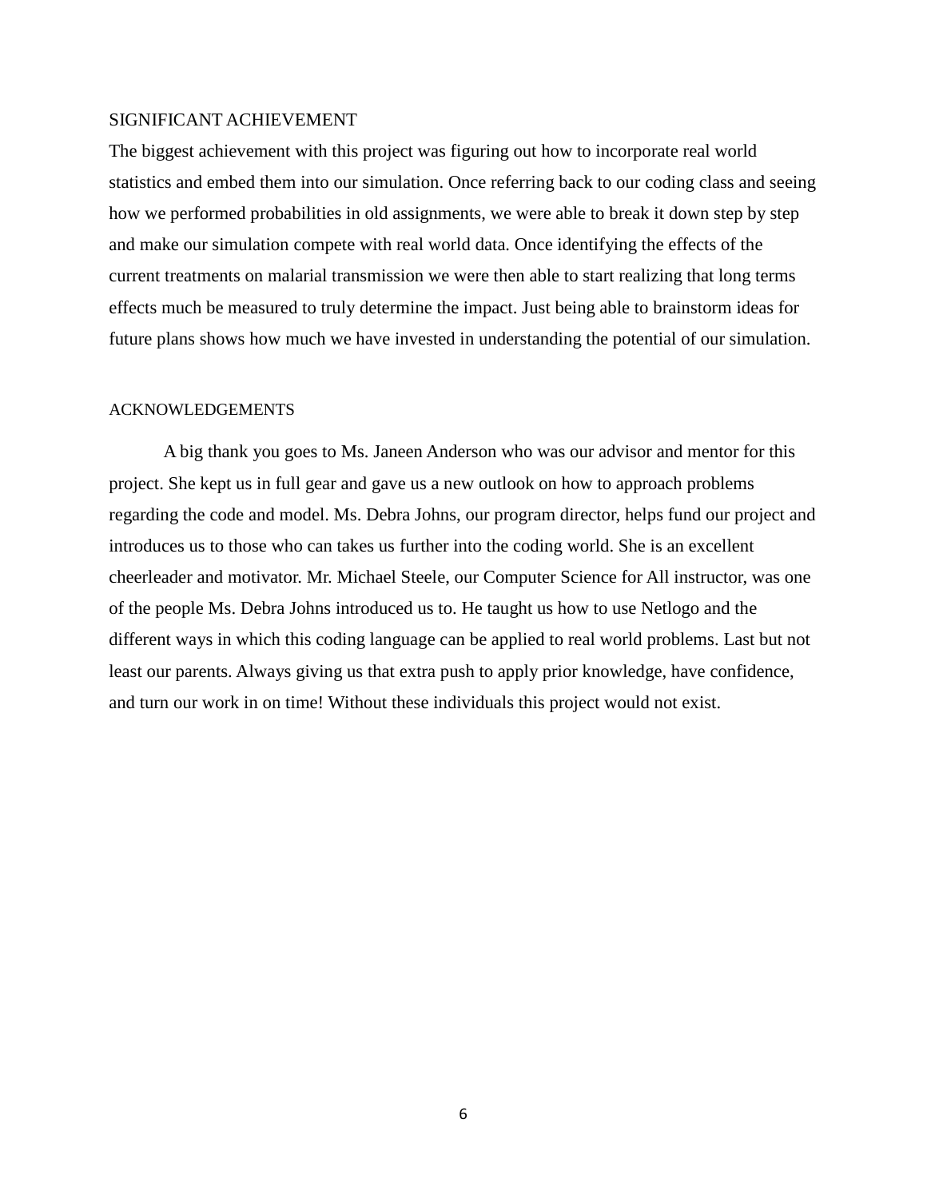## SIGNIFICANT ACHIEVEMENT

The biggest achievement with this project was figuring out how to incorporate real world statistics and embed them into our simulation. Once referring back to our coding class and seeing how we performed probabilities in old assignments, we were able to break it down step by step and make our simulation compete with real world data. Once identifying the effects of the current treatments on malarial transmission we were then able to start realizing that long terms effects much be measured to truly determine the impact. Just being able to brainstorm ideas for future plans shows how much we have invested in understanding the potential of our simulation.

## ACKNOWLEDGEMENTS

A big thank you goes to Ms. Janeen Anderson who was our advisor and mentor for this project. She kept us in full gear and gave us a new outlook on how to approach problems regarding the code and model. Ms. Debra Johns, our program director, helps fund our project and introduces us to those who can takes us further into the coding world. She is an excellent cheerleader and motivator. Mr. Michael Steele, our Computer Science for All instructor, was one of the people Ms. Debra Johns introduced us to. He taught us how to use Netlogo and the different ways in which this coding language can be applied to real world problems. Last but not least our parents. Always giving us that extra push to apply prior knowledge, have confidence, and turn our work in on time! Without these individuals this project would not exist.